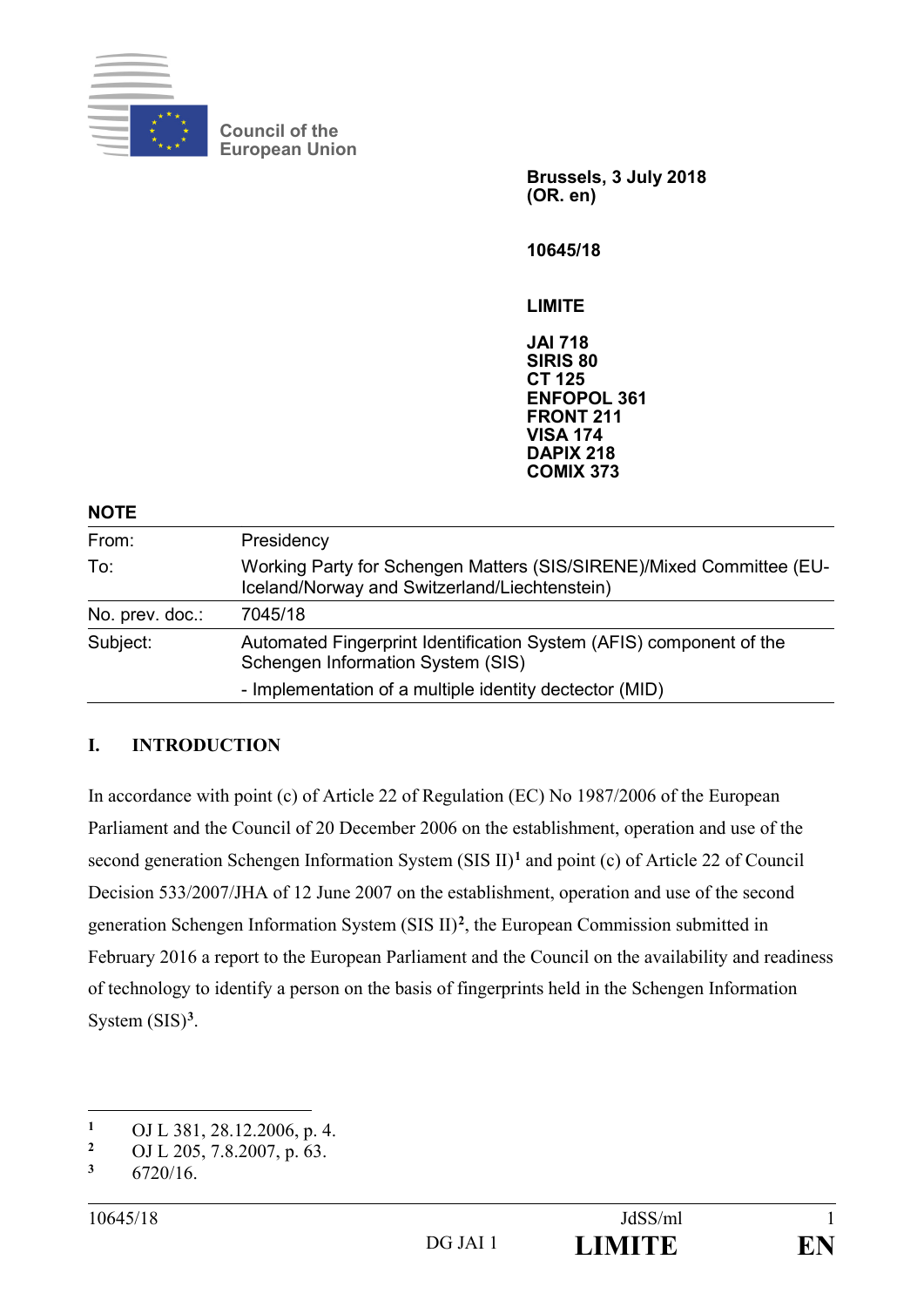Council of the European Union

**Brussels, 3 July 2018**
**(OR. en)**

**10645/18**

**LIMITE**

**JAI 718**
**SIRIS 80**
**CT 125**
**ENFOPOL 361**
**FRONT 211**
**VISA 174**
**DAPIX 218**
**COMIX 373**

**NOTE**

| | |
|---|---|
| From: | Presidency |
| To: | Working Party for Schengen Matters (SIS/SIRENE)/Mixed Committee (EU-Iceland/Norway and Switzerland/Liechtenstein) |
| No. prev. doc.: | 7045/18 |
| Subject: | Automated Fingerprint Identification System (AFIS) component of the Schengen Information System (SIS)<br>- Implementation of a multiple identity dectector (MID) |

## I. INTRODUCTION

In accordance with point (c) of Article 22 of Regulation (EC) No 1987/2006 of the European Parliament and the Council of 20 December 2006 on the establishment, operation and use of the second generation Schengen Information System (SIS II)[1] and point (c) of Article 22 of Council Decision 533/2007/JHA of 12 June 2007 on the establishment, operation and use of the second generation Schengen Information System (SIS II)[2], the European Commission submitted in February 2016 a report to the European Parliament and the Council on the availability and readiness of technology to identify a person on the basis of fingerprints held in the Schengen Information System (SIS)[3].

---

[1] OJ L 381, 28.12.2006, p. 4.
[2] OJ L 205, 7.8.2007, p. 63.
[3] 6720/16.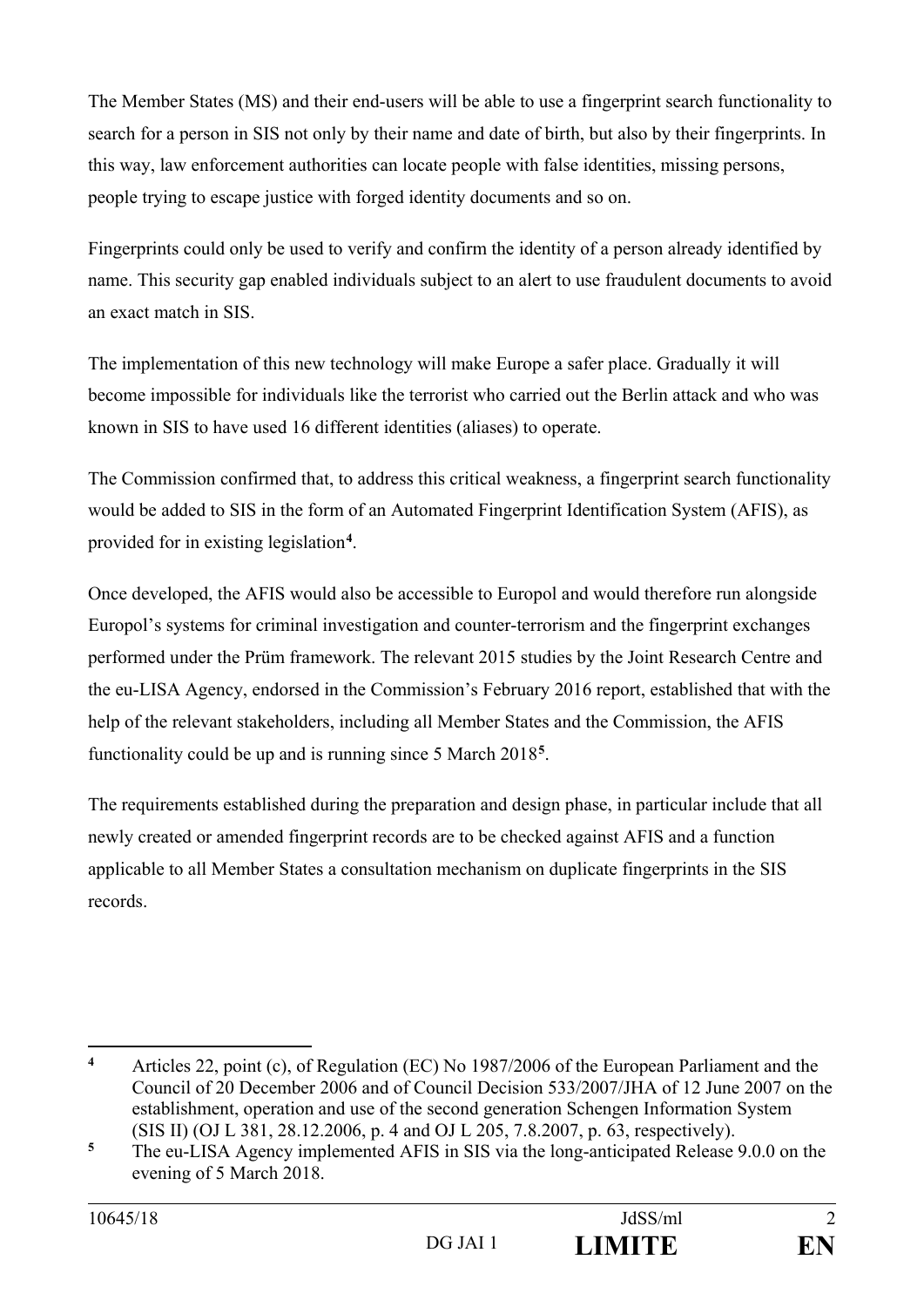The Member States (MS) and their end-users will be able to use a fingerprint search functionality to search for a person in SIS not only by their name and date of birth, but also by their fingerprints. In this way, law enforcement authorities can locate people with false identities, missing persons, people trying to escape justice with forged identity documents and so on.

Fingerprints could only be used to verify and confirm the identity of a person already identified by name. This security gap enabled individuals subject to an alert to use fraudulent documents to avoid an exact match in SIS.

The implementation of this new technology will make Europe a safer place. Gradually it will become impossible for individuals like the terrorist who carried out the Berlin attack and who was known in SIS to have used 16 different identities (aliases) to operate.

The Commission confirmed that, to address this critical weakness, a fingerprint search functionality would be added to SIS in the form of an Automated Fingerprint Identification System (AFIS), as provided for in existing legislation[4].

Once developed, the AFIS would also be accessible to Europol and would therefore run alongside Europol's systems for criminal investigation and counter-terrorism and the fingerprint exchanges performed under the Prüm framework. The relevant 2015 studies by the Joint Research Centre and the eu-LISA Agency, endorsed in the Commission's February 2016 report, established that with the help of the relevant stakeholders, including all Member States and the Commission, the AFIS functionality could be up and is running since 5 March 2018[5].

The requirements established during the preparation and design phase, in particular include that all newly created or amended fingerprint records are to be checked against AFIS and a function applicable to all Member States a consultation mechanism on duplicate fingerprints in the SIS records.

---

[4] Articles 22, point (c), of Regulation (EC) No 1987/2006 of the European Parliament and the Council of 20 December 2006 and of Council Decision 533/2007/JHA of 12 June 2007 on the establishment, operation and use of the second generation Schengen Information System (SIS II) (OJ L 381, 28.12.2006, p. 4 and OJ L 205, 7.8.2007, p. 63, respectively).

[5] The eu-LISA Agency implemented AFIS in SIS via the long-anticipated Release 9.0.0 on the evening of 5 March 2018.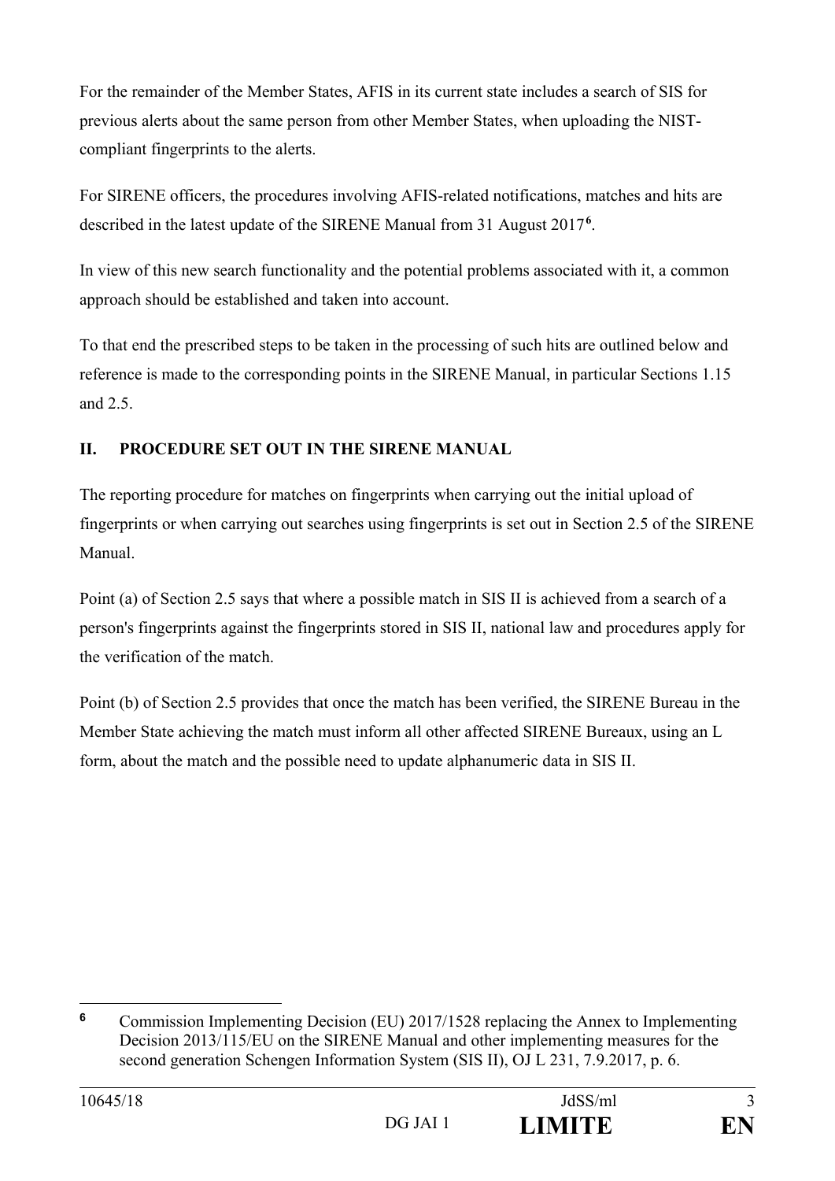For the remainder of the Member States, AFIS in its current state includes a search of SIS for previous alerts about the same person from other Member States, when uploading the NIST-compliant fingerprints to the alerts.

For SIRENE officers, the procedures involving AFIS-related notifications, matches and hits are described in the latest update of the SIRENE Manual from 31 August 2017[6].

In view of this new search functionality and the potential problems associated with it, a common approach should be established and taken into account.

To that end the prescribed steps to be taken in the processing of such hits are outlined below and reference is made to the corresponding points in the SIRENE Manual, in particular Sections 1.15 and 2.5.

## II. PROCEDURE SET OUT IN THE SIRENE MANUAL

The reporting procedure for matches on fingerprints when carrying out the initial upload of fingerprints or when carrying out searches using fingerprints is set out in Section 2.5 of the SIRENE Manual.

Point (a) of Section 2.5 says that where a possible match in SIS II is achieved from a search of a person's fingerprints against the fingerprints stored in SIS II, national law and procedures apply for the verification of the match.

Point (b) of Section 2.5 provides that once the match has been verified, the SIRENE Bureau in the Member State achieving the match must inform all other affected SIRENE Bureaux, using an L form, about the match and the possible need to update alphanumeric data in SIS II.

---

[6] Commission Implementing Decision (EU) 2017/1528 replacing the Annex to Implementing Decision 2013/115/EU on the SIRENE Manual and other implementing measures for the second generation Schengen Information System (SIS II), OJ L 231, 7.9.2017, p. 6.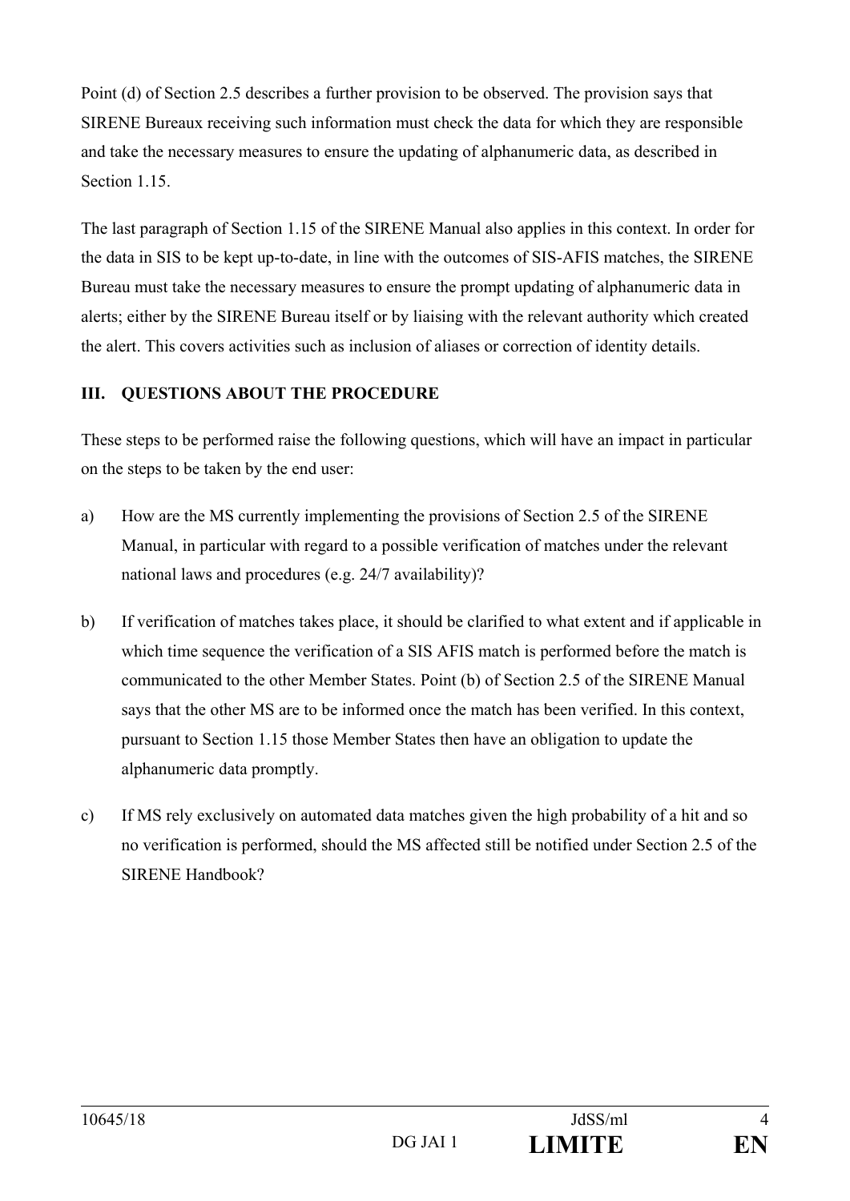Point (d) of Section 2.5 describes a further provision to be observed. The provision says that SIRENE Bureaux receiving such information must check the data for which they are responsible and take the necessary measures to ensure the updating of alphanumeric data, as described in Section 1.15.

The last paragraph of Section 1.15 of the SIRENE Manual also applies in this context. In order for the data in SIS to be kept up-to-date, in line with the outcomes of SIS-AFIS matches, the SIRENE Bureau must take the necessary measures to ensure the prompt updating of alphanumeric data in alerts; either by the SIRENE Bureau itself or by liaising with the relevant authority which created the alert. This covers activities such as inclusion of aliases or correction of identity details.

## III. QUESTIONS ABOUT THE PROCEDURE

These steps to be performed raise the following questions, which will have an impact in particular on the steps to be taken by the end user:

a) How are the MS currently implementing the provisions of Section 2.5 of the SIRENE Manual, in particular with regard to a possible verification of matches under the relevant national laws and procedures (e.g. 24/7 availability)?

b) If verification of matches takes place, it should be clarified to what extent and if applicable in which time sequence the verification of a SIS AFIS match is performed before the match is communicated to the other Member States. Point (b) of Section 2.5 of the SIRENE Manual says that the other MS are to be informed once the match has been verified. In this context, pursuant to Section 1.15 those Member States then have an obligation to update the alphanumeric data promptly.

c) If MS rely exclusively on automated data matches given the high probability of a hit and so no verification is performed, should the MS affected still be notified under Section 2.5 of the SIRENE Handbook?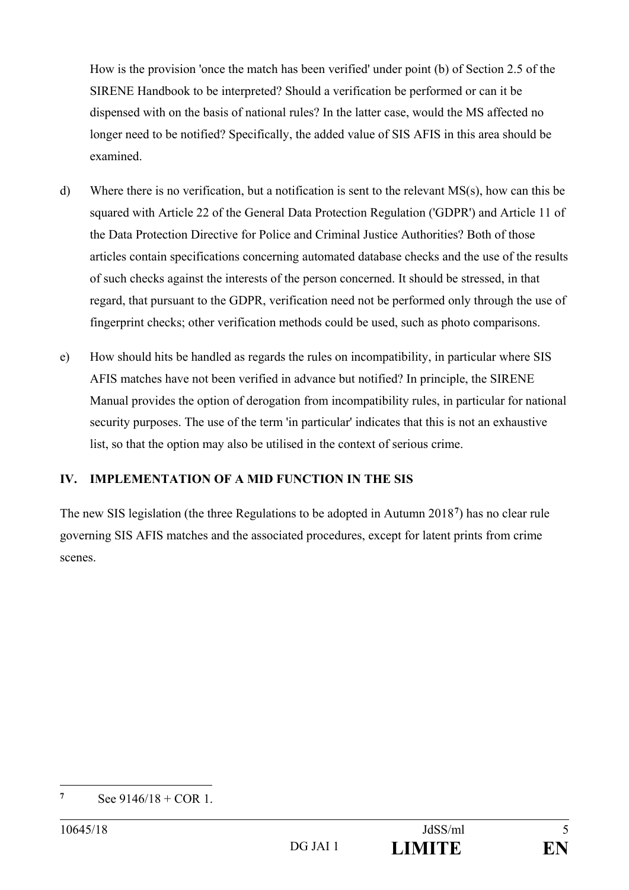How is the provision 'once the match has been verified' under point (b) of Section 2.5 of the SIRENE Handbook to be interpreted? Should a verification be performed or can it be dispensed with on the basis of national rules? In the latter case, would the MS affected no longer need to be notified? Specifically, the added value of SIS AFIS in this area should be examined.

d) Where there is no verification, but a notification is sent to the relevant MS(s), how can this be squared with Article 22 of the General Data Protection Regulation ('GDPR') and Article 11 of the Data Protection Directive for Police and Criminal Justice Authorities? Both of those articles contain specifications concerning automated database checks and the use of the results of such checks against the interests of the person concerned. It should be stressed, in that regard, that pursuant to the GDPR, verification need not be performed only through the use of fingerprint checks; other verification methods could be used, such as photo comparisons.

e) How should hits be handled as regards the rules on incompatibility, in particular where SIS AFIS matches have not been verified in advance but notified? In principle, the SIRENE Manual provides the option of derogation from incompatibility rules, in particular for national security purposes. The use of the term 'in particular' indicates that this is not an exhaustive list, so that the option may also be utilised in the context of serious crime.

## IV. IMPLEMENTATION OF A MID FUNCTION IN THE SIS

The new SIS legislation (the three Regulations to be adopted in Autumn 2018[7]) has no clear rule governing SIS AFIS matches and the associated procedures, except for latent prints from crime scenes.

[7] See 9146/18 + COR 1.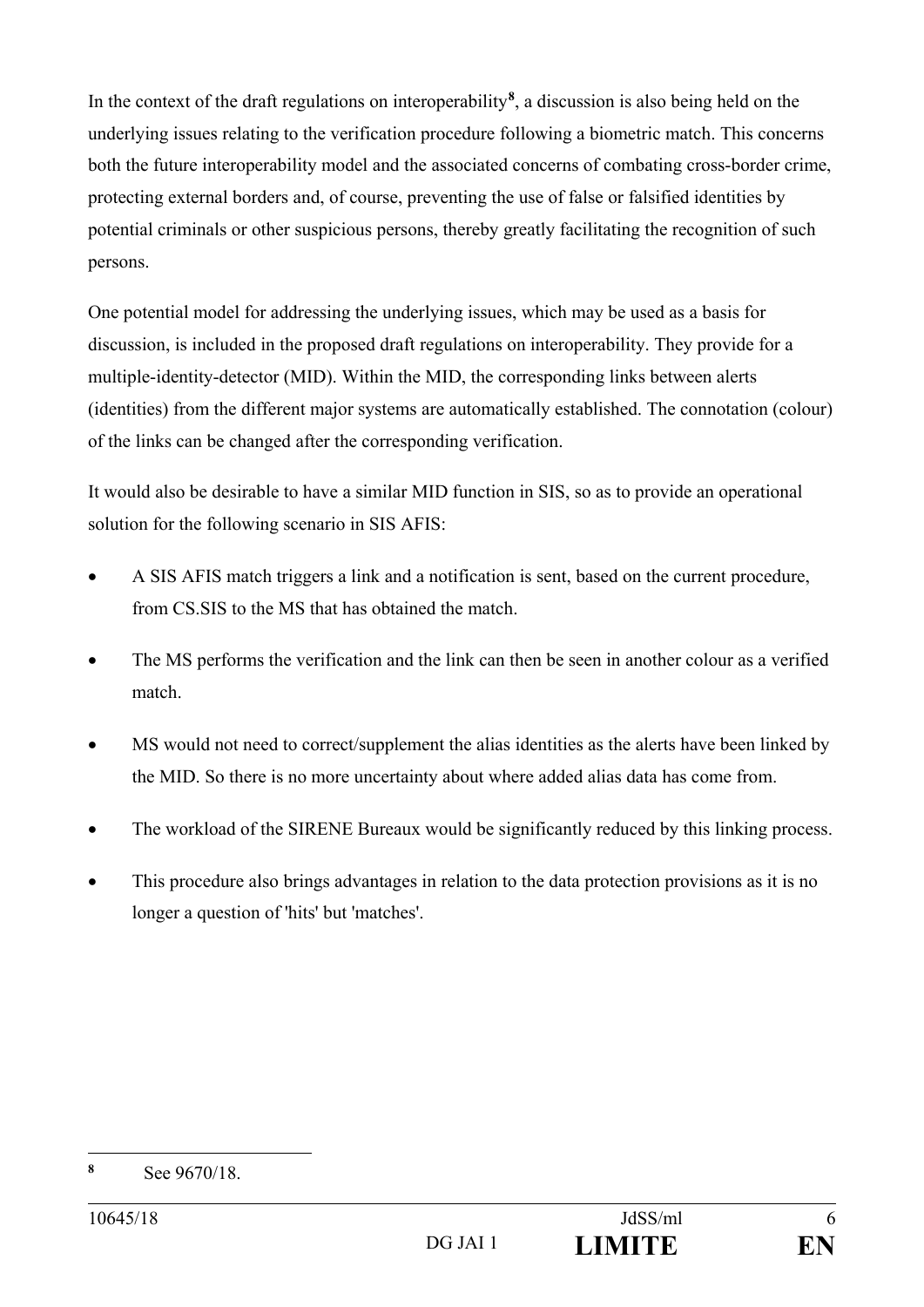In the context of the draft regulations on interoperability[8], a discussion is also being held on the underlying issues relating to the verification procedure following a biometric match. This concerns both the future interoperability model and the associated concerns of combating cross-border crime, protecting external borders and, of course, preventing the use of false or falsified identities by potential criminals or other suspicious persons, thereby greatly facilitating the recognition of such persons.

One potential model for addressing the underlying issues, which may be used as a basis for discussion, is included in the proposed draft regulations on interoperability. They provide for a multiple-identity-detector (MID). Within the MID, the corresponding links between alerts (identities) from the different major systems are automatically established. The connotation (colour) of the links can be changed after the corresponding verification.

It would also be desirable to have a similar MID function in SIS, so as to provide an operational solution for the following scenario in SIS AFIS:

- A SIS AFIS match triggers a link and a notification is sent, based on the current procedure, from CS.SIS to the MS that has obtained the match.
- The MS performs the verification and the link can then be seen in another colour as a verified match.
- MS would not need to correct/supplement the alias identities as the alerts have been linked by the MID. So there is no more uncertainty about where added alias data has come from.
- The workload of the SIRENE Bureaux would be significantly reduced by this linking process.
- This procedure also brings advantages in relation to the data protection provisions as it is no longer a question of 'hits' but 'matches'.

[8] See 9670/18.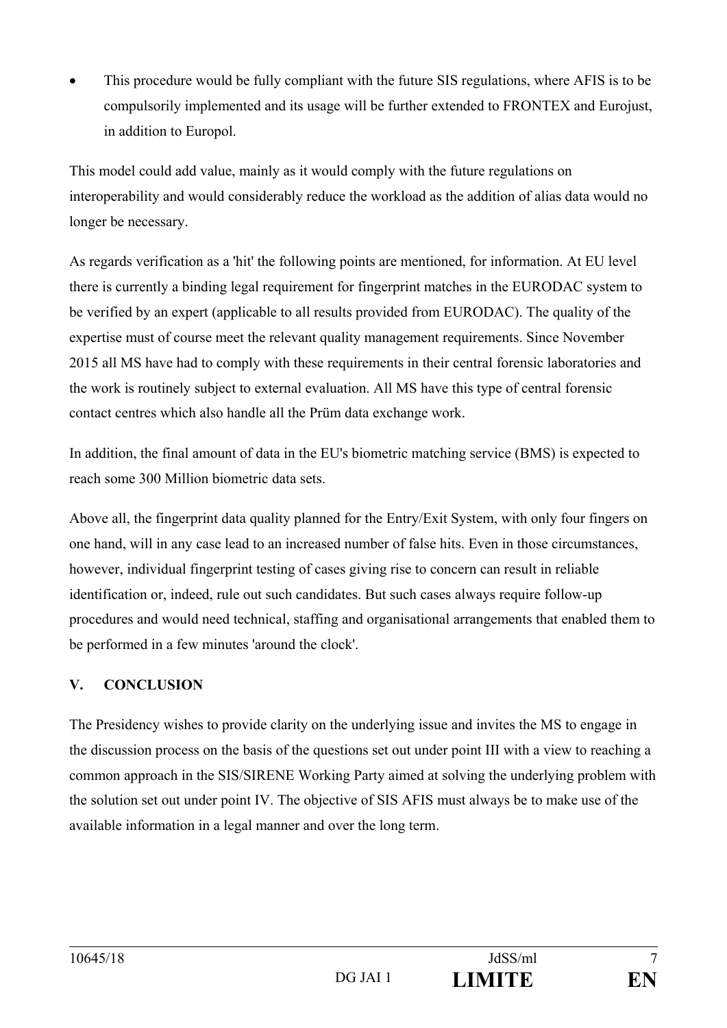- This procedure would be fully compliant with the future SIS regulations, where AFIS is to be compulsorily implemented and its usage will be further extended to FRONTEX and Eurojust, in addition to Europol.

This model could add value, mainly as it would comply with the future regulations on interoperability and would considerably reduce the workload as the addition of alias data would no longer be necessary.

As regards verification as a 'hit' the following points are mentioned, for information. At EU level there is currently a binding legal requirement for fingerprint matches in the EURODAC system to be verified by an expert (applicable to all results provided from EURODAC). The quality of the expertise must of course meet the relevant quality management requirements. Since November 2015 all MS have had to comply with these requirements in their central forensic laboratories and the work is routinely subject to external evaluation. All MS have this type of central forensic contact centres which also handle all the Prüm data exchange work.

In addition, the final amount of data in the EU's biometric matching service (BMS) is expected to reach some 300 Million biometric data sets.

Above all, the fingerprint data quality planned for the Entry/Exit System, with only four fingers on one hand, will in any case lead to an increased number of false hits. Even in those circumstances, however, individual fingerprint testing of cases giving rise to concern can result in reliable identification or, indeed, rule out such candidates. But such cases always require follow-up procedures and would need technical, staffing and organisational arrangements that enabled them to be performed in a few minutes 'around the clock'.

## V. CONCLUSION

The Presidency wishes to provide clarity on the underlying issue and invites the MS to engage in the discussion process on the basis of the questions set out under point III with a view to reaching a common approach in the SIS/SIRENE Working Party aimed at solving the underlying problem with the solution set out under point IV. The objective of SIS AFIS must always be to make use of the available information in a legal manner and over the long term.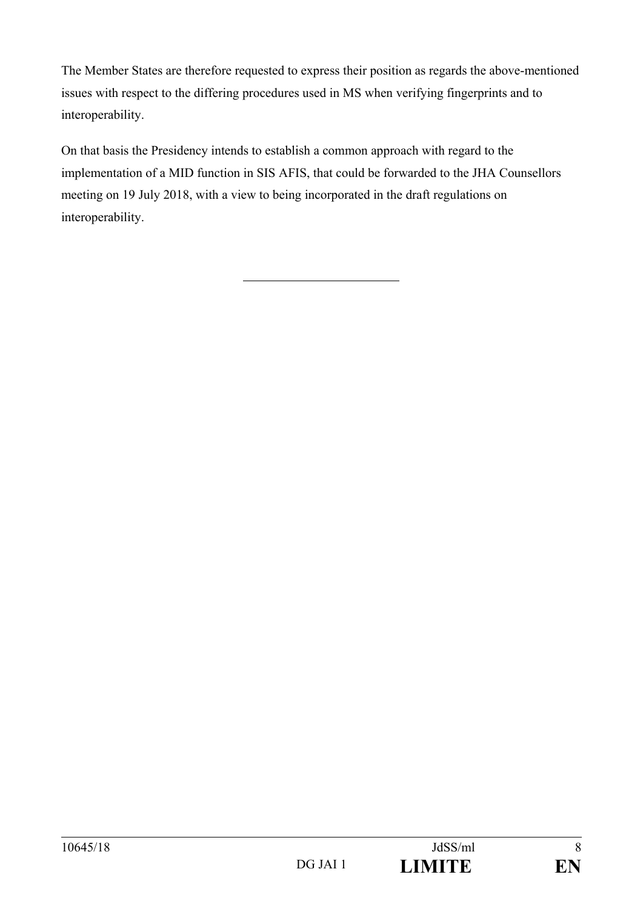The Member States are therefore requested to express their position as regards the above-mentioned issues with respect to the differing procedures used in MS when verifying fingerprints and to interoperability.

On that basis the Presidency intends to establish a common approach with regard to the implementation of a MID function in SIS AFIS, that could be forwarded to the JHA Counsellors meeting on 19 July 2018, with a view to being incorporated in the draft regulations on interoperability.